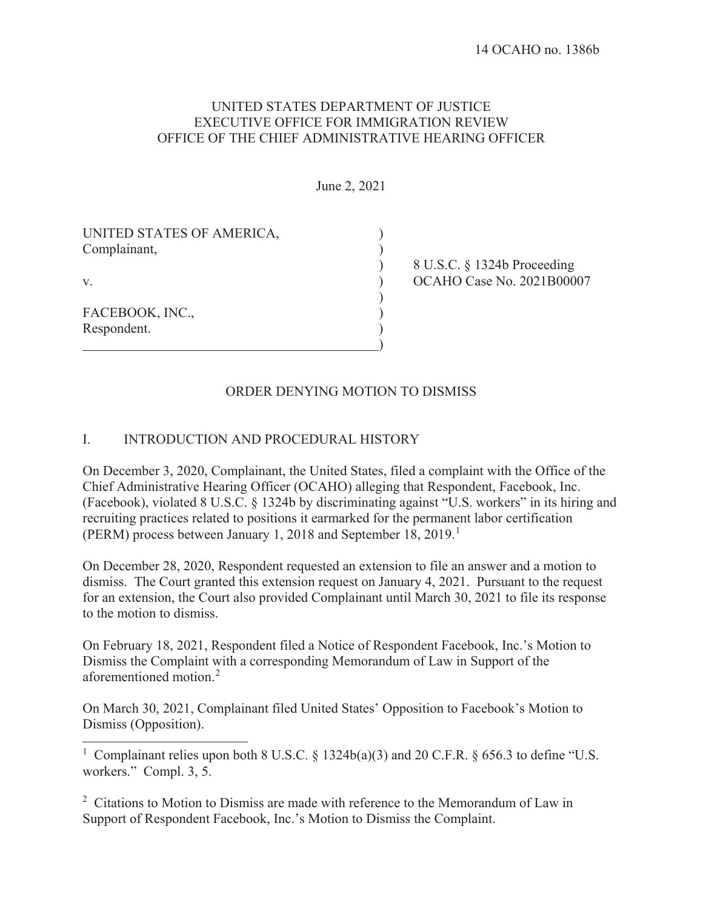14 OCAHO no. 1386b

UNITED STATES DEPARTMENT OF JUSTICE
EXECUTIVE OFFICE FOR IMMIGRATION REVIEW
OFFICE OF THE CHIEF ADMINISTRATIVE HEARING OFFICER

June 2, 2021

UNITED STATES OF AMERICA,
Complainant,

v.

FACEBOOK, INC.,
Respondent.

8 U.S.C. § 1324b Proceeding
OCAHO Case No. 2021B00007

ORDER DENYING MOTION TO DISMISS

## I. INTRODUCTION AND PROCEDURAL HISTORY

On December 3, 2020, Complainant, the United States, filed a complaint with the Office of the Chief Administrative Hearing Officer (OCAHO) alleging that Respondent, Facebook, Inc. (Facebook), violated 8 U.S.C. § 1324b by discriminating against "U.S. workers" in its hiring and recruiting practices related to positions it earmarked for the permanent labor certification (PERM) process between January 1, 2018 and September 18, 2019.[1]

On December 28, 2020, Respondent requested an extension to file an answer and a motion to dismiss. The Court granted this extension request on January 4, 2021. Pursuant to the request for an extension, the Court also provided Complainant until March 30, 2021 to file its response to the motion to dismiss.

On February 18, 2021, Respondent filed a Notice of Respondent Facebook, Inc.'s Motion to Dismiss the Complaint with a corresponding Memorandum of Law in Support of the aforementioned motion.[2]

On March 30, 2021, Complainant filed United States' Opposition to Facebook's Motion to Dismiss (Opposition).

[1] Complainant relies upon both 8 U.S.C. § 1324b(a)(3) and 20 C.F.R. § 656.3 to define "U.S. workers." Compl. 3, 5.

[2] Citations to Motion to Dismiss are made with reference to the Memorandum of Law in Support of Respondent Facebook, Inc.'s Motion to Dismiss the Complaint.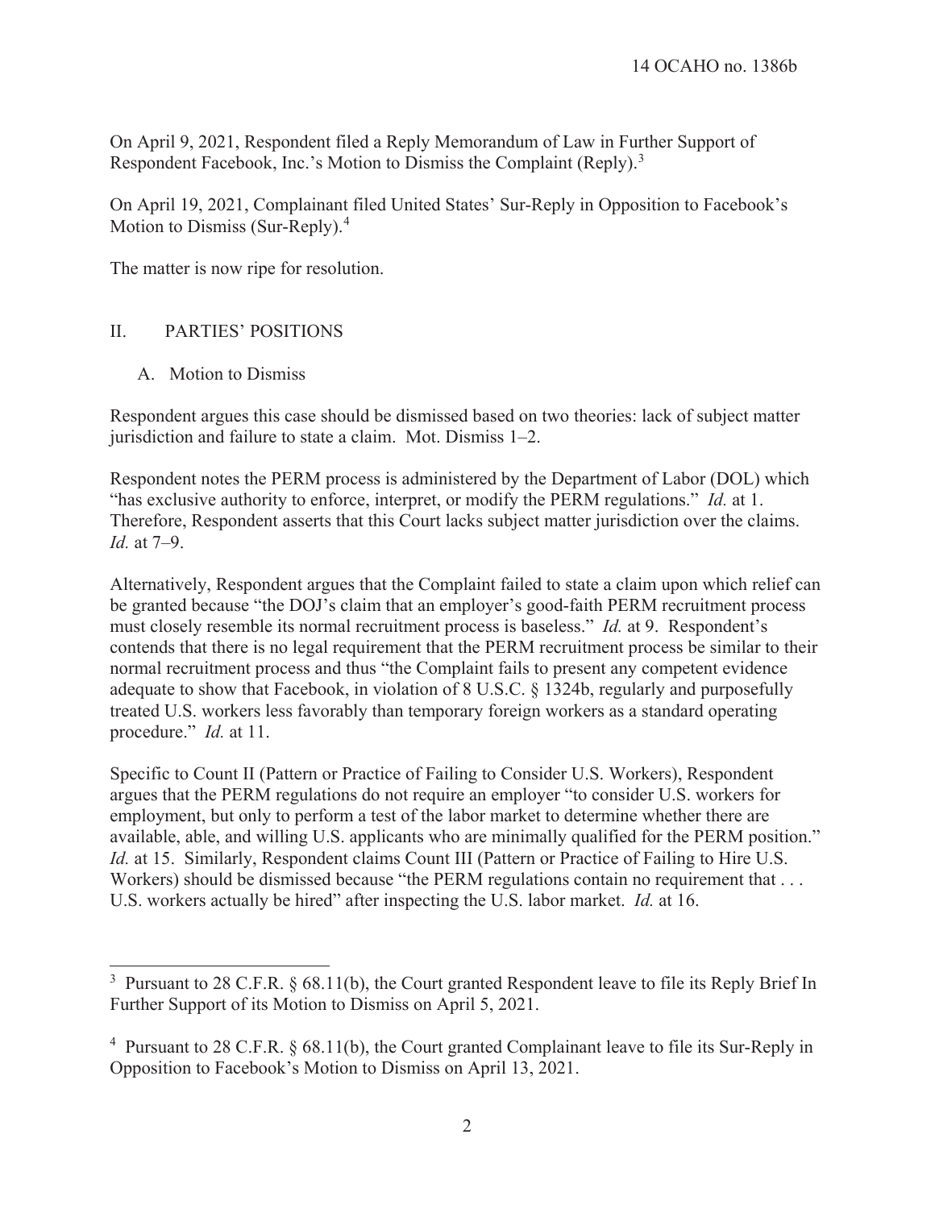On April 9, 2021, Respondent filed a Reply Memorandum of Law in Further Support of Respondent Facebook, Inc.'s Motion to Dismiss the Complaint (Reply).[3]

On April 19, 2021, Complainant filed United States' Sur-Reply in Opposition to Facebook's Motion to Dismiss (Sur-Reply).[4]

The matter is now ripe for resolution.

## II. PARTIES' POSITIONS

### A. Motion to Dismiss

Respondent argues this case should be dismissed based on two theories: lack of subject matter jurisdiction and failure to state a claim. Mot. Dismiss 1–2.

Respondent notes the PERM process is administered by the Department of Labor (DOL) which "has exclusive authority to enforce, interpret, or modify the PERM regulations." *Id.* at 1. Therefore, Respondent asserts that this Court lacks subject matter jurisdiction over the claims. *Id.* at 7–9.

Alternatively, Respondent argues that the Complaint failed to state a claim upon which relief can be granted because "the DOJ's claim that an employer's good-faith PERM recruitment process must closely resemble its normal recruitment process is baseless." *Id.* at 9. Respondent's contends that there is no legal requirement that the PERM recruitment process be similar to their normal recruitment process and thus "the Complaint fails to present any competent evidence adequate to show that Facebook, in violation of 8 U.S.C. § 1324b, regularly and purposefully treated U.S. workers less favorably than temporary foreign workers as a standard operating procedure." *Id.* at 11.

Specific to Count II (Pattern or Practice of Failing to Consider U.S. Workers), Respondent argues that the PERM regulations do not require an employer "to consider U.S. workers for employment, but only to perform a test of the labor market to determine whether there are available, able, and willing U.S. applicants who are minimally qualified for the PERM position." *Id.* at 15. Similarly, Respondent claims Count III (Pattern or Practice of Failing to Hire U.S. Workers) should be dismissed because "the PERM regulations contain no requirement that . . . U.S. workers actually be hired" after inspecting the U.S. labor market. *Id.* at 16.

---

[3] Pursuant to 28 C.F.R. § 68.11(b), the Court granted Respondent leave to file its Reply Brief In Further Support of its Motion to Dismiss on April 5, 2021.

[4] Pursuant to 28 C.F.R. § 68.11(b), the Court granted Complainant leave to file its Sur-Reply in Opposition to Facebook's Motion to Dismiss on April 13, 2021.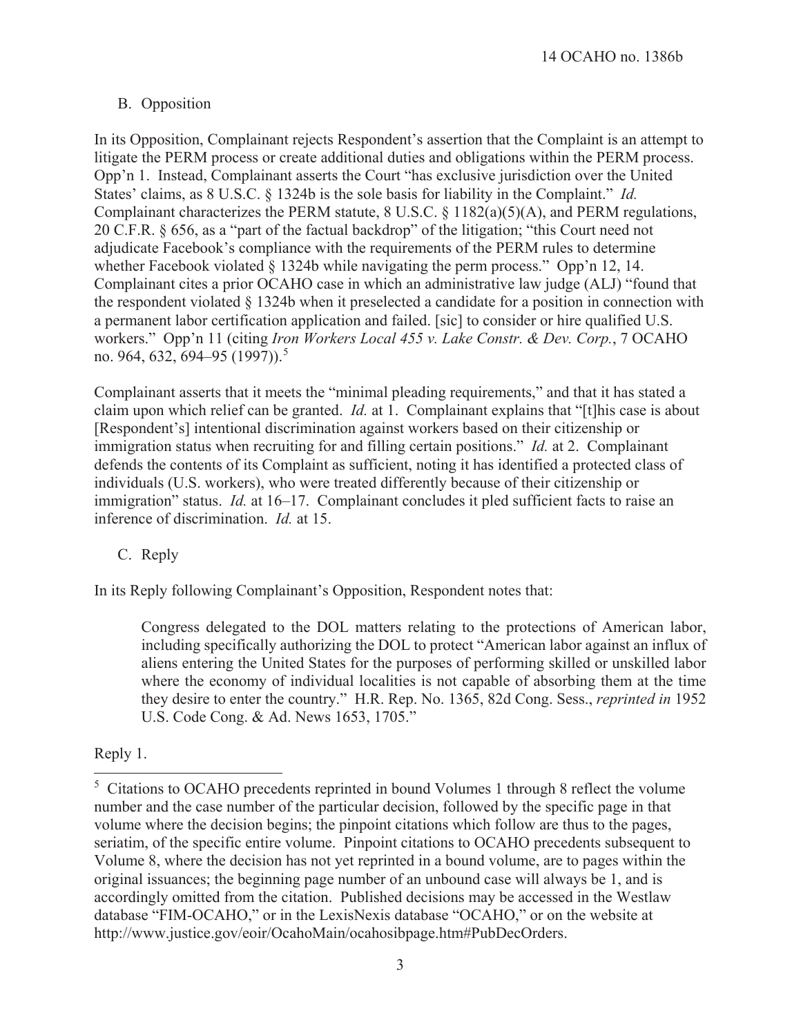## B. Opposition

In its Opposition, Complainant rejects Respondent's assertion that the Complaint is an attempt to litigate the PERM process or create additional duties and obligations within the PERM process. Opp'n 1. Instead, Complainant asserts the Court "has exclusive jurisdiction over the United States' claims, as 8 U.S.C. § 1324b is the sole basis for liability in the Complaint." *Id.* Complainant characterizes the PERM statute, 8 U.S.C. § 1182(a)(5)(A), and PERM regulations, 20 C.F.R. § 656, as a "part of the factual backdrop" of the litigation; "this Court need not adjudicate Facebook's compliance with the requirements of the PERM rules to determine whether Facebook violated § 1324b while navigating the perm process." Opp'n 12, 14. Complainant cites a prior OCAHO case in which an administrative law judge (ALJ) "found that the respondent violated § 1324b when it preselected a candidate for a position in connection with a permanent labor certification application and failed. [sic] to consider or hire qualified U.S. workers." Opp'n 11 (citing *Iron Workers Local 455 v. Lake Constr. & Dev. Corp.*, 7 OCAHO no. 964, 632, 694–95 (1997)).[5]

Complainant asserts that it meets the "minimal pleading requirements," and that it has stated a claim upon which relief can be granted. *Id.* at 1. Complainant explains that "[t]his case is about [Respondent's] intentional discrimination against workers based on their citizenship or immigration status when recruiting for and filling certain positions." *Id.* at 2. Complainant defends the contents of its Complaint as sufficient, noting it has identified a protected class of individuals (U.S. workers), who were treated differently because of their citizenship or immigration" status. *Id.* at 16–17. Complainant concludes it pled sufficient facts to raise an inference of discrimination. *Id.* at 15.

## C. Reply

In its Reply following Complainant's Opposition, Respondent notes that:

> Congress delegated to the DOL matters relating to the protections of American labor, including specifically authorizing the DOL to protect "American labor against an influx of aliens entering the United States for the purposes of performing skilled or unskilled labor where the economy of individual localities is not capable of absorbing them at the time they desire to enter the country." H.R. Rep. No. 1365, 82d Cong. Sess., *reprinted in* 1952 U.S. Code Cong. & Ad. News 1653, 1705."

Reply 1.

---

[5] Citations to OCAHO precedents reprinted in bound Volumes 1 through 8 reflect the volume number and the case number of the particular decision, followed by the specific page in that volume where the decision begins; the pinpoint citations which follow are thus to the pages, seriatim, of the specific entire volume. Pinpoint citations to OCAHO precedents subsequent to Volume 8, where the decision has not yet reprinted in a bound volume, are to pages within the original issuances; the beginning page number of an unbound case will always be 1, and is accordingly omitted from the citation. Published decisions may be accessed in the Westlaw database "FIM-OCAHO," or in the LexisNexis database "OCAHO," or on the website at http://www.justice.gov/eoir/OcahoMain/ocahosibpage.htm#PubDecOrders.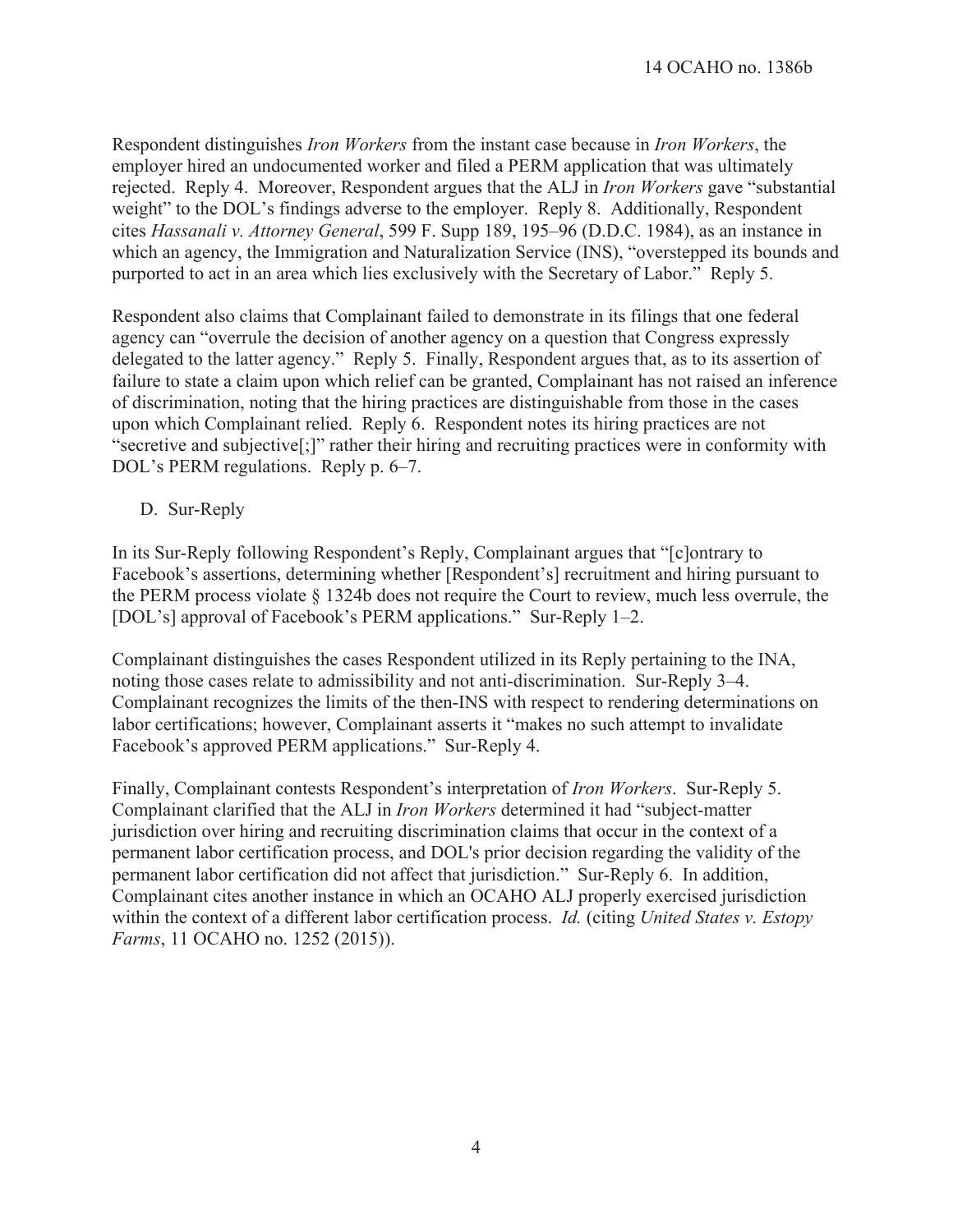Respondent distinguishes *Iron Workers* from the instant case because in *Iron Workers*, the employer hired an undocumented worker and filed a PERM application that was ultimately rejected. Reply 4. Moreover, Respondent argues that the ALJ in *Iron Workers* gave "substantial weight" to the DOL's findings adverse to the employer. Reply 8. Additionally, Respondent cites *Hassanali v. Attorney General*, 599 F. Supp 189, 195–96 (D.D.C. 1984), as an instance in which an agency, the Immigration and Naturalization Service (INS), "overstepped its bounds and purported to act in an area which lies exclusively with the Secretary of Labor." Reply 5.

Respondent also claims that Complainant failed to demonstrate in its filings that one federal agency can "overrule the decision of another agency on a question that Congress expressly delegated to the latter agency." Reply 5. Finally, Respondent argues that, as to its assertion of failure to state a claim upon which relief can be granted, Complainant has not raised an inference of discrimination, noting that the hiring practices are distinguishable from those in the cases upon which Complainant relied. Reply 6. Respondent notes its hiring practices are not "secretive and subjective[;]" rather their hiring and recruiting practices were in conformity with DOL's PERM regulations. Reply p. 6–7.

### D. Sur-Reply

In its Sur-Reply following Respondent's Reply, Complainant argues that "[c]ontrary to Facebook's assertions, determining whether [Respondent's] recruitment and hiring pursuant to the PERM process violate § 1324b does not require the Court to review, much less overrule, the [DOL's] approval of Facebook's PERM applications." Sur-Reply 1–2.

Complainant distinguishes the cases Respondent utilized in its Reply pertaining to the INA, noting those cases relate to admissibility and not anti-discrimination. Sur-Reply 3–4. Complainant recognizes the limits of the then-INS with respect to rendering determinations on labor certifications; however, Complainant asserts it "makes no such attempt to invalidate Facebook's approved PERM applications." Sur-Reply 4.

Finally, Complainant contests Respondent's interpretation of *Iron Workers*. Sur-Reply 5. Complainant clarified that the ALJ in *Iron Workers* determined it had "subject-matter jurisdiction over hiring and recruiting discrimination claims that occur in the context of a permanent labor certification process, and DOL's prior decision regarding the validity of the permanent labor certification did not affect that jurisdiction." Sur-Reply 6. In addition, Complainant cites another instance in which an OCAHO ALJ properly exercised jurisdiction within the context of a different labor certification process. *Id.* (citing *United States v. Estopy Farms*, 11 OCAHO no. 1252 (2015)).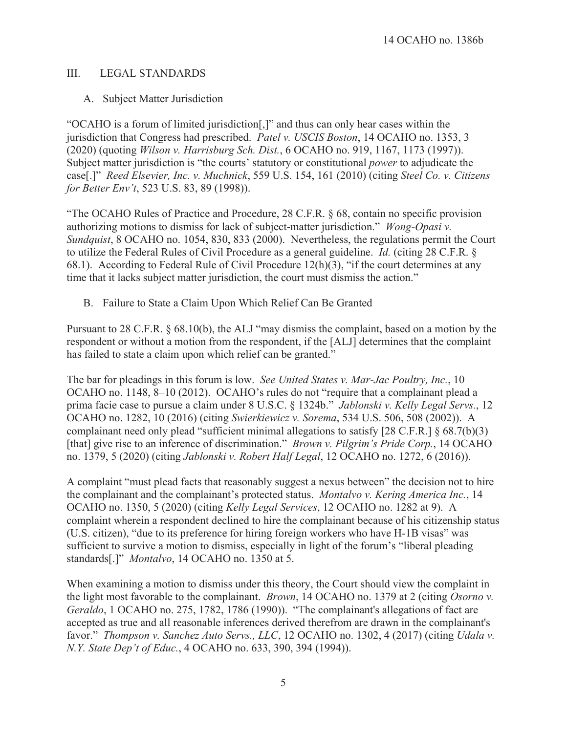## III. LEGAL STANDARDS

### A. Subject Matter Jurisdiction

"OCAHO is a forum of limited jurisdiction[,]" and thus can only hear cases within the jurisdiction that Congress had prescribed. *Patel v. USCIS Boston*, 14 OCAHO no. 1353, 3 (2020) (quoting *Wilson v. Harrisburg Sch. Dist.*, 6 OCAHO no. 919, 1167, 1173 (1997)). Subject matter jurisdiction is "the courts' statutory or constitutional *power* to adjudicate the case[.]" *Reed Elsevier, Inc. v. Muchnick*, 559 U.S. 154, 161 (2010) (citing *Steel Co. v. Citizens for Better Env't*, 523 U.S. 83, 89 (1998)).

"The OCAHO Rules of Practice and Procedure, 28 C.F.R. § 68, contain no specific provision authorizing motions to dismiss for lack of subject-matter jurisdiction." *Wong-Opasi v. Sundquist*, 8 OCAHO no. 1054, 830, 833 (2000). Nevertheless, the regulations permit the Court to utilize the Federal Rules of Civil Procedure as a general guideline. *Id.* (citing 28 C.F.R. § 68.1). According to Federal Rule of Civil Procedure 12(h)(3), "if the court determines at any time that it lacks subject matter jurisdiction, the court must dismiss the action."

### B. Failure to State a Claim Upon Which Relief Can Be Granted

Pursuant to 28 C.F.R. § 68.10(b), the ALJ "may dismiss the complaint, based on a motion by the respondent or without a motion from the respondent, if the [ALJ] determines that the complaint has failed to state a claim upon which relief can be granted."

The bar for pleadings in this forum is low. *See United States v. Mar-Jac Poultry, Inc.*, 10 OCAHO no. 1148, 8–10 (2012). OCAHO's rules do not "require that a complainant plead a prima facie case to pursue a claim under 8 U.S.C. § 1324b." *Jablonski v. Kelly Legal Servs.*, 12 OCAHO no. 1282, 10 (2016) (citing *Swierkiewicz v. Sorema*, 534 U.S. 506, 508 (2002)). A complainant need only plead "sufficient minimal allegations to satisfy [28 C.F.R.] § 68.7(b)(3) [that] give rise to an inference of discrimination." *Brown v. Pilgrim's Pride Corp.*, 14 OCAHO no. 1379, 5 (2020) (citing *Jablonski v. Robert Half Legal*, 12 OCAHO no. 1272, 6 (2016)).

A complaint "must plead facts that reasonably suggest a nexus between" the decision not to hire the complainant and the complainant's protected status. *Montalvo v. Kering America Inc.*, 14 OCAHO no. 1350, 5 (2020) (citing *Kelly Legal Services*, 12 OCAHO no. 1282 at 9). A complaint wherein a respondent declined to hire the complainant because of his citizenship status (U.S. citizen), "due to its preference for hiring foreign workers who have H-1B visas" was sufficient to survive a motion to dismiss, especially in light of the forum's "liberal pleading standards[.]" *Montalvo*, 14 OCAHO no. 1350 at 5.

When examining a motion to dismiss under this theory, the Court should view the complaint in the light most favorable to the complainant. *Brown*, 14 OCAHO no. 1379 at 2 (citing *Osorno v. Geraldo*, 1 OCAHO no. 275, 1782, 1786 (1990)). "The complainant's allegations of fact are accepted as true and all reasonable inferences derived therefrom are drawn in the complainant's favor." *Thompson v. Sanchez Auto Servs., LLC*, 12 OCAHO no. 1302, 4 (2017) (citing *Udala v. N.Y. State Dep't of Educ.*, 4 OCAHO no. 633, 390, 394 (1994)).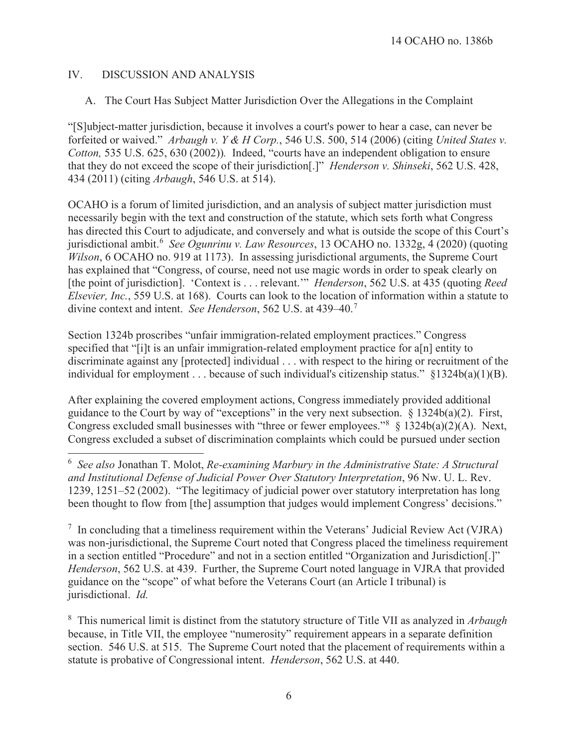## IV. DISCUSSION AND ANALYSIS

### A. The Court Has Subject Matter Jurisdiction Over the Allegations in the Complaint

"[S]ubject-matter jurisdiction, because it involves a court's power to hear a case, can never be forfeited or waived." *Arbaugh v. Y & H Corp.*, 546 U.S. 500, 514 (2006) (citing *United States v. Cotton,* 535 U.S. 625, 630 (2002)). Indeed, "courts have an independent obligation to ensure that they do not exceed the scope of their jurisdiction[.]" *Henderson v. Shinseki*, 562 U.S. 428, 434 (2011) (citing *Arbaugh*, 546 U.S. at 514).

OCAHO is a forum of limited jurisdiction, and an analysis of subject matter jurisdiction must necessarily begin with the text and construction of the statute, which sets forth what Congress has directed this Court to adjudicate, and conversely and what is outside the scope of this Court's jurisdictional ambit.[6] *See Ogunrinu v. Law Resources*, 13 OCAHO no. 1332g, 4 (2020) (quoting *Wilson*, 6 OCAHO no. 919 at 1173). In assessing jurisdictional arguments, the Supreme Court has explained that "Congress, of course, need not use magic words in order to speak clearly on [the point of jurisdiction]. 'Context is . . . relevant.'" *Henderson*, 562 U.S. at 435 (quoting *Reed Elsevier, Inc.*, 559 U.S. at 168). Courts can look to the location of information within a statute to divine context and intent. *See Henderson*, 562 U.S. at 439–40.[7]

Section 1324b proscribes "unfair immigration-related employment practices." Congress specified that "[i]t is an unfair immigration-related employment practice for a[n] entity to discriminate against any [protected] individual . . . with respect to the hiring or recruitment of the individual for employment . . . because of such individual's citizenship status." §1324b(a)(1)(B).

After explaining the covered employment actions, Congress immediately provided additional guidance to the Court by way of "exceptions" in the very next subsection. § 1324b(a)(2). First, Congress excluded small businesses with "three or fewer employees."[8] § 1324b(a)(2)(A). Next, Congress excluded a subset of discrimination complaints which could be pursued under section

---

[6] *See also* Jonathan T. Molot, *Re-examining Marbury in the Administrative State: A Structural and Institutional Defense of Judicial Power Over Statutory Interpretation*, 96 Nw. U. L. Rev. 1239, 1251–52 (2002). "The legitimacy of judicial power over statutory interpretation has long been thought to flow from [the] assumption that judges would implement Congress' decisions."

[7] In concluding that a timeliness requirement within the Veterans' Judicial Review Act (VJRA) was non-jurisdictional, the Supreme Court noted that Congress placed the timeliness requirement in a section entitled "Procedure" and not in a section entitled "Organization and Jurisdiction[.]" *Henderson*, 562 U.S. at 439. Further, the Supreme Court noted language in VJRA that provided guidance on the "scope" of what before the Veterans Court (an Article I tribunal) is jurisdictional. *Id.*

[8] This numerical limit is distinct from the statutory structure of Title VII as analyzed in *Arbaugh* because, in Title VII, the employee "numerosity" requirement appears in a separate definition section. 546 U.S. at 515. The Supreme Court noted that the placement of requirements within a statute is probative of Congressional intent. *Henderson*, 562 U.S. at 440.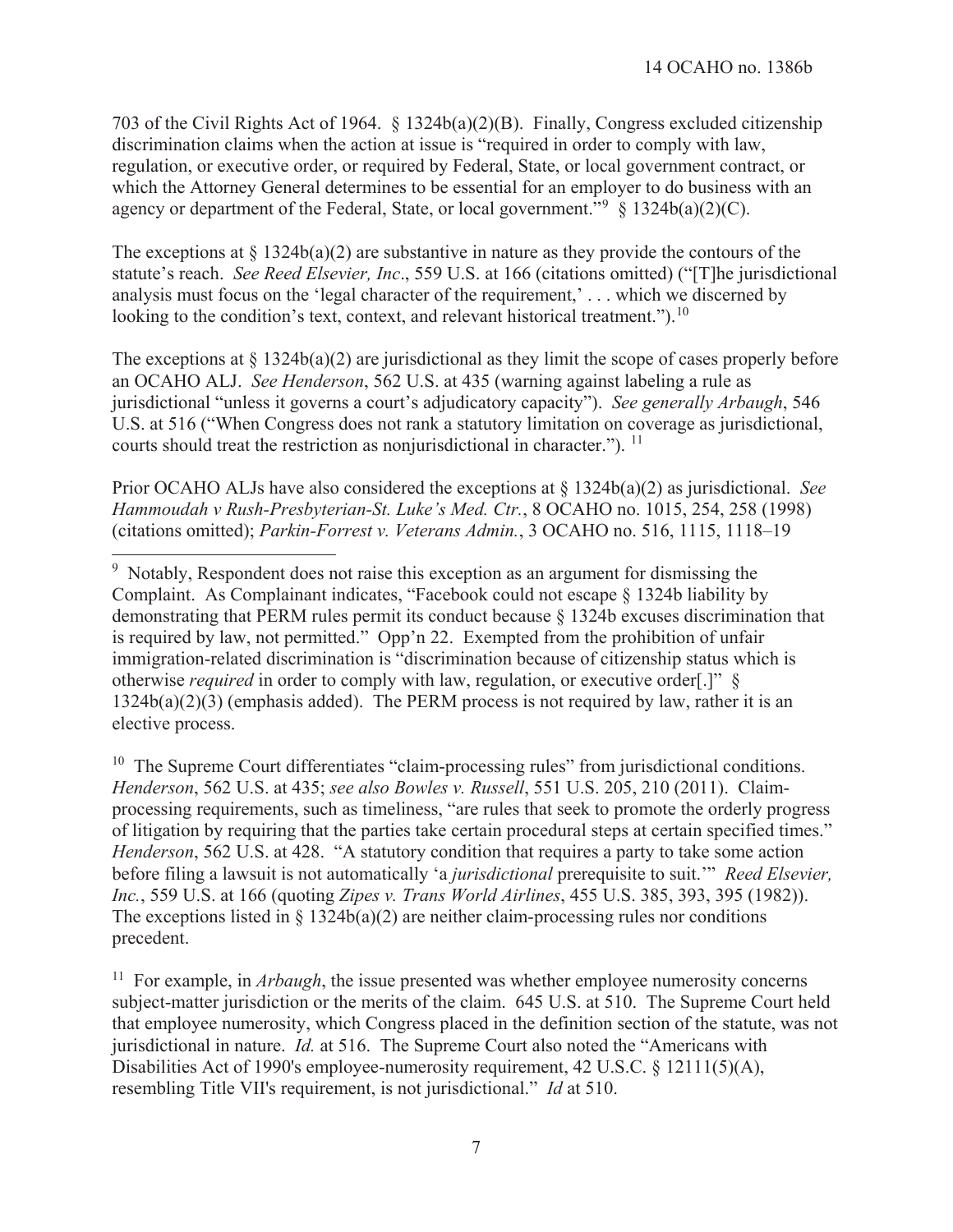703 of the Civil Rights Act of 1964. § 1324b(a)(2)(B). Finally, Congress excluded citizenship discrimination claims when the action at issue is "required in order to comply with law, regulation, or executive order, or required by Federal, State, or local government contract, or which the Attorney General determines to be essential for an employer to do business with an agency or department of the Federal, State, or local government."[9] § 1324b(a)(2)(C).

The exceptions at § 1324b(a)(2) are substantive in nature as they provide the contours of the statute's reach. *See Reed Elsevier, Inc*., 559 U.S. at 166 (citations omitted) ("[T]he jurisdictional analysis must focus on the 'legal character of the requirement,' . . . which we discerned by looking to the condition's text, context, and relevant historical treatment.").[10]

The exceptions at § 1324b(a)(2) are jurisdictional as they limit the scope of cases properly before an OCAHO ALJ. *See Henderson*, 562 U.S. at 435 (warning against labeling a rule as jurisdictional "unless it governs a court's adjudicatory capacity"). *See generally Arbaugh*, 546 U.S. at 516 ("When Congress does not rank a statutory limitation on coverage as jurisdictional, courts should treat the restriction as nonjurisdictional in character.").[11]

Prior OCAHO ALJs have also considered the exceptions at § 1324b(a)(2) as jurisdictional. *See Hammoudah v Rush-Presbyterian-St. Luke's Med. Ctr.*, 8 OCAHO no. 1015, 254, 258 (1998) (citations omitted); *Parkin-Forrest v. Veterans Admin.*, 3 OCAHO no. 516, 1115, 1118–19

---

[9] Notably, Respondent does not raise this exception as an argument for dismissing the Complaint. As Complainant indicates, "Facebook could not escape § 1324b liability by demonstrating that PERM rules permit its conduct because § 1324b excuses discrimination that is required by law, not permitted." Opp'n 22. Exempted from the prohibition of unfair immigration-related discrimination is "discrimination because of citizenship status which is otherwise *required* in order to comply with law, regulation, or executive order[.]" § 1324b(a)(2)(3) (emphasis added). The PERM process is not required by law, rather it is an elective process.

[10] The Supreme Court differentiates "claim-processing rules" from jurisdictional conditions. *Henderson*, 562 U.S. at 435; *see also Bowles v. Russell*, 551 U.S. 205, 210 (2011). Claim-processing requirements, such as timeliness, "are rules that seek to promote the orderly progress of litigation by requiring that the parties take certain procedural steps at certain specified times." *Henderson*, 562 U.S. at 428. "A statutory condition that requires a party to take some action before filing a lawsuit is not automatically 'a *jurisdictional* prerequisite to suit.'" *Reed Elsevier, Inc.*, 559 U.S. at 166 (quoting *Zipes v. Trans World Airlines*, 455 U.S. 385, 393, 395 (1982)). The exceptions listed in § 1324b(a)(2) are neither claim-processing rules nor conditions precedent.

[11] For example, in *Arbaugh*, the issue presented was whether employee numerosity concerns subject-matter jurisdiction or the merits of the claim. 645 U.S. at 510. The Supreme Court held that employee numerosity, which Congress placed in the definition section of the statute, was not jurisdictional in nature. *Id.* at 516. The Supreme Court also noted the "Americans with Disabilities Act of 1990's employee-numerosity requirement, 42 U.S.C. § 12111(5)(A), resembling Title VII's requirement, is not jurisdictional." *Id* at 510.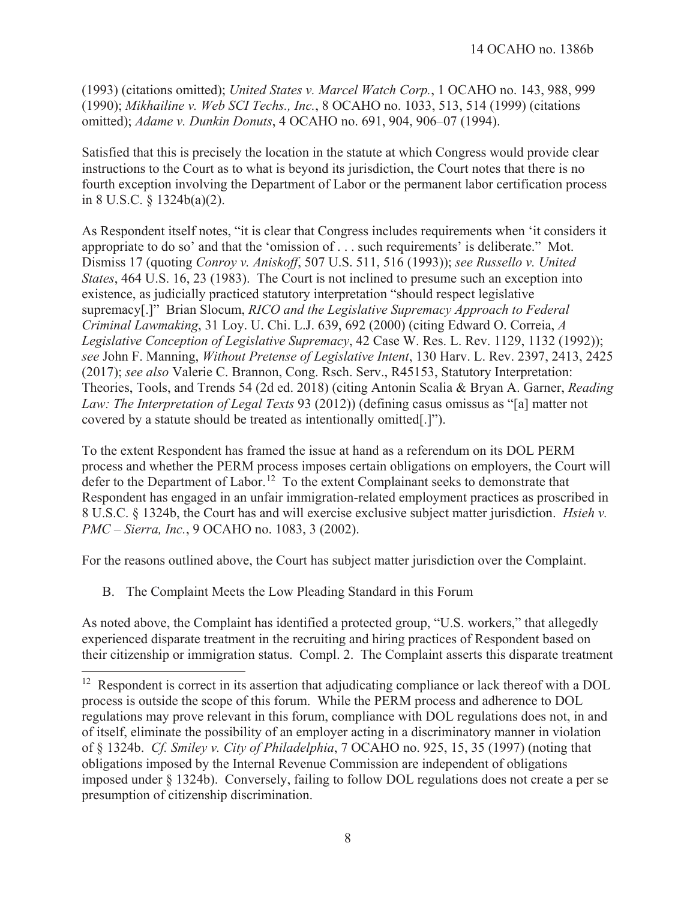(1993) (citations omitted); *United States v. Marcel Watch Corp.*, 1 OCAHO no. 143, 988, 999 (1990); *Mikhailine v. Web SCI Techs., Inc.*, 8 OCAHO no. 1033, 513, 514 (1999) (citations omitted); *Adame v. Dunkin Donuts*, 4 OCAHO no. 691, 904, 906–07 (1994).

Satisfied that this is precisely the location in the statute at which Congress would provide clear instructions to the Court as to what is beyond its jurisdiction, the Court notes that there is no fourth exception involving the Department of Labor or the permanent labor certification process in 8 U.S.C. § 1324b(a)(2).

As Respondent itself notes, "it is clear that Congress includes requirements when 'it considers it appropriate to do so' and that the 'omission of . . . such requirements' is deliberate." Mot. Dismiss 17 (quoting *Conroy v. Aniskoff*, 507 U.S. 511, 516 (1993)); *see Russello v. United States*, 464 U.S. 16, 23 (1983). The Court is not inclined to presume such an exception into existence, as judicially practiced statutory interpretation "should respect legislative supremacy[.]" Brian Slocum, *RICO and the Legislative Supremacy Approach to Federal Criminal Lawmaking*, 31 Loy. U. Chi. L.J. 639, 692 (2000) (citing Edward O. Correia, *A Legislative Conception of Legislative Supremacy*, 42 Case W. Res. L. Rev. 1129, 1132 (1992)); *see* John F. Manning, *Without Pretense of Legislative Intent*, 130 Harv. L. Rev. 2397, 2413, 2425 (2017); *see also* Valerie C. Brannon, Cong. Rsch. Serv., R45153, Statutory Interpretation: Theories, Tools, and Trends 54 (2d ed. 2018) (citing Antonin Scalia & Bryan A. Garner, *Reading Law: The Interpretation of Legal Texts* 93 (2012)) (defining casus omissus as "[a] matter not covered by a statute should be treated as intentionally omitted[.]").

To the extent Respondent has framed the issue at hand as a referendum on its DOL PERM process and whether the PERM process imposes certain obligations on employers, the Court will defer to the Department of Labor.[12] To the extent Complainant seeks to demonstrate that Respondent has engaged in an unfair immigration-related employment practices as proscribed in 8 U.S.C. § 1324b, the Court has and will exercise exclusive subject matter jurisdiction. *Hsieh v. PMC – Sierra, Inc.*, 9 OCAHO no. 1083, 3 (2002).

For the reasons outlined above, the Court has subject matter jurisdiction over the Complaint.

B. The Complaint Meets the Low Pleading Standard in this Forum

As noted above, the Complaint has identified a protected group, "U.S. workers," that allegedly experienced disparate treatment in the recruiting and hiring practices of Respondent based on their citizenship or immigration status. Compl. 2. The Complaint asserts this disparate treatment

[12] Respondent is correct in its assertion that adjudicating compliance or lack thereof with a DOL process is outside the scope of this forum. While the PERM process and adherence to DOL regulations may prove relevant in this forum, compliance with DOL regulations does not, in and of itself, eliminate the possibility of an employer acting in a discriminatory manner in violation of § 1324b. *Cf. Smiley v. City of Philadelphia*, 7 OCAHO no. 925, 15, 35 (1997) (noting that obligations imposed by the Internal Revenue Commission are independent of obligations imposed under § 1324b). Conversely, failing to follow DOL regulations does not create a per se presumption of citizenship discrimination.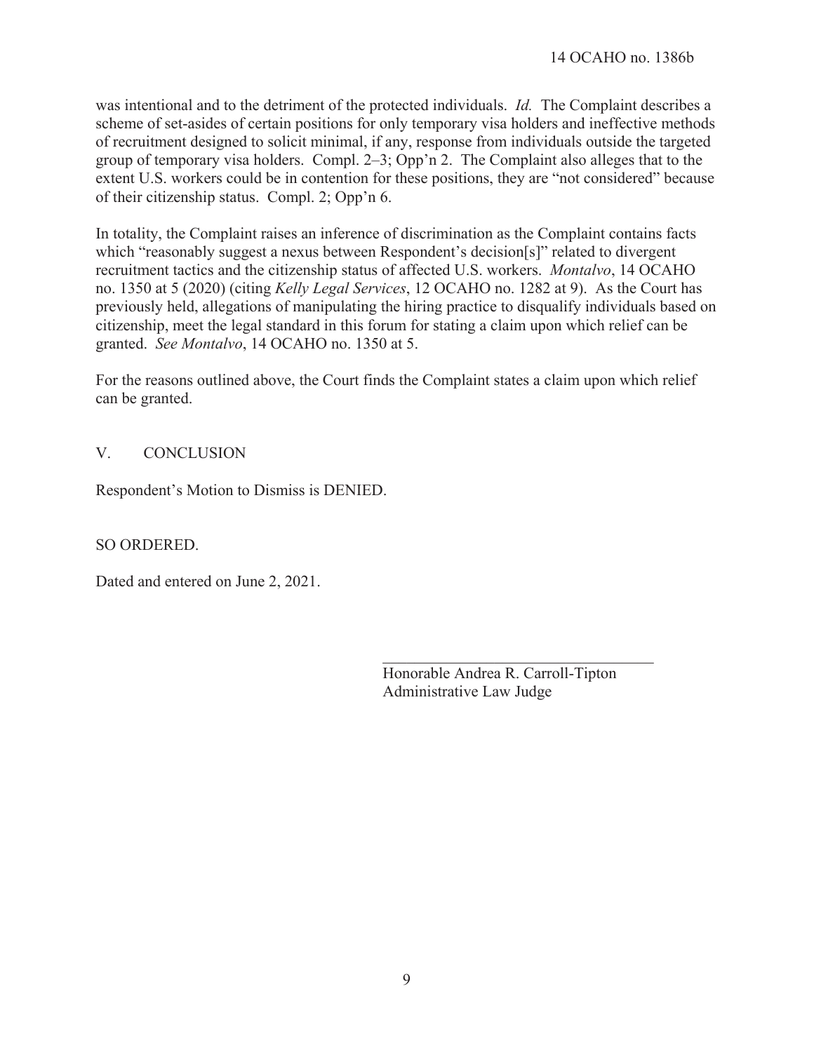was intentional and to the detriment of the protected individuals. *Id.* The Complaint describes a scheme of set-asides of certain positions for only temporary visa holders and ineffective methods of recruitment designed to solicit minimal, if any, response from individuals outside the targeted group of temporary visa holders. Compl. 2–3; Opp'n 2. The Complaint also alleges that to the extent U.S. workers could be in contention for these positions, they are "not considered" because of their citizenship status. Compl. 2; Opp'n 6.

In totality, the Complaint raises an inference of discrimination as the Complaint contains facts which "reasonably suggest a nexus between Respondent's decision[s]" related to divergent recruitment tactics and the citizenship status of affected U.S. workers. *Montalvo*, 14 OCAHO no. 1350 at 5 (2020) (citing *Kelly Legal Services*, 12 OCAHO no. 1282 at 9). As the Court has previously held, allegations of manipulating the hiring practice to disqualify individuals based on citizenship, meet the legal standard in this forum for stating a claim upon which relief can be granted. *See Montalvo*, 14 OCAHO no. 1350 at 5.

For the reasons outlined above, the Court finds the Complaint states a claim upon which relief can be granted.

## V. CONCLUSION

Respondent's Motion to Dismiss is DENIED.

SO ORDERED.

Dated and entered on June 2, 2021.

Honorable Andrea R. Carroll-Tipton
Administrative Law Judge